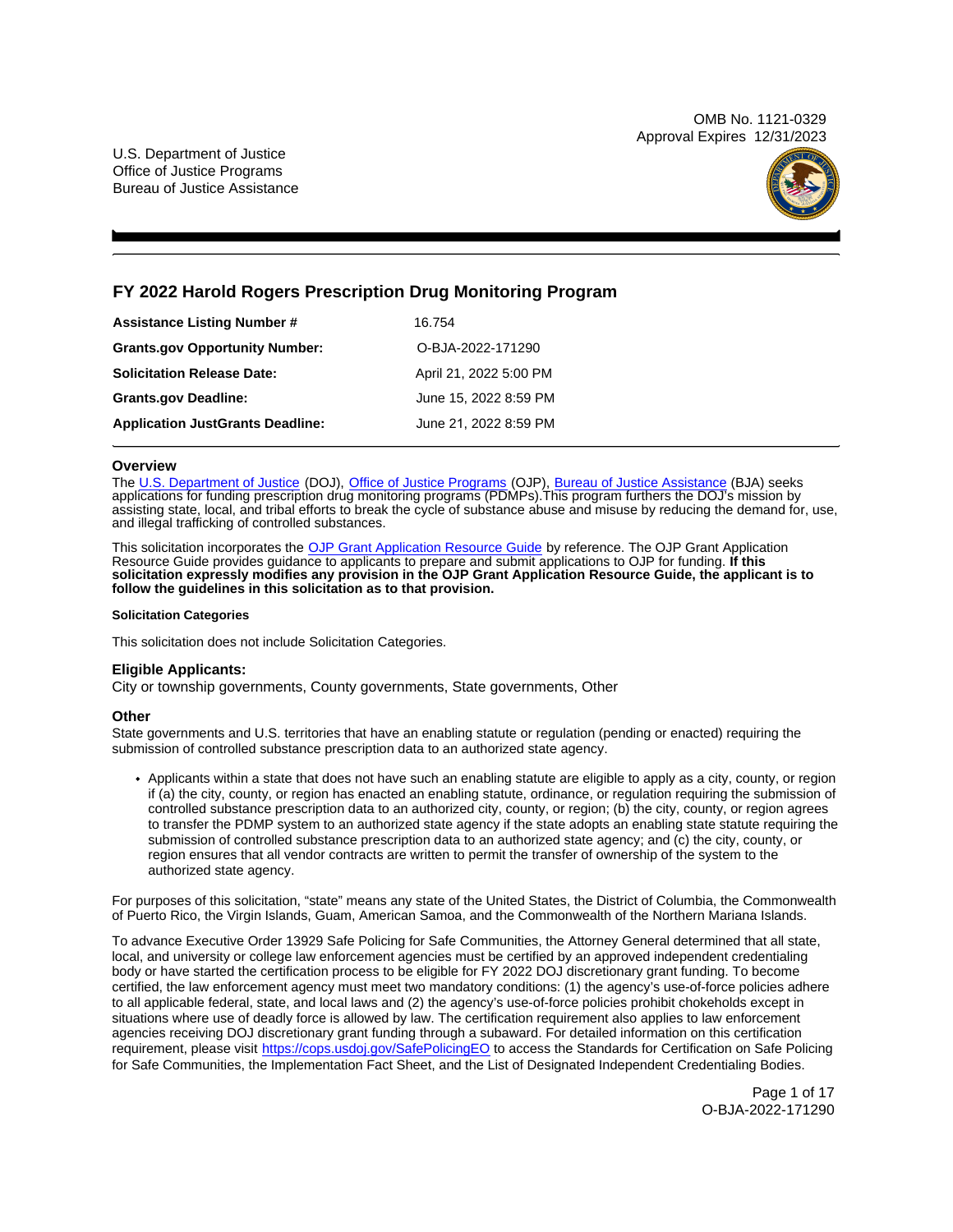OMB No. 1121-0329
Approval Expires 12/31/2023

U.S. Department of Justice
Office of Justice Programs
Bureau of Justice Assistance

# FY 2022 Harold Rogers Prescription Drug Monitoring Program

| | |
|---|---|
| **Assistance Listing Number #** | 16.754 |
| **Grants.gov Opportunity Number:** | O-BJA-2022-171290 |
| **Solicitation Release Date:** | April 21, 2022 5:00 PM |
| **Grants.gov Deadline:** | June 15, 2022 8:59 PM |
| **Application JustGrants Deadline:** | June 21, 2022 8:59 PM |

## Overview

The U.S. Department of Justice (DOJ), Office of Justice Programs (OJP), Bureau of Justice Assistance (BJA) seeks applications for funding prescription drug monitoring programs (PDMPs).This program furthers the DOJ's mission by assisting state, local, and tribal efforts to break the cycle of substance abuse and misuse by reducing the demand for, use, and illegal trafficking of controlled substances.

This solicitation incorporates the OJP Grant Application Resource Guide by reference. The OJP Grant Application Resource Guide provides guidance to applicants to prepare and submit applications to OJP for funding. **If this solicitation expressly modifies any provision in the OJP Grant Application Resource Guide, the applicant is to follow the guidelines in this solicitation as to that provision.**

#### Solicitation Categories

This solicitation does not include Solicitation Categories.

### Eligible Applicants:

City or township governments, County governments, State governments, Other

### Other

State governments and U.S. territories that have an enabling statute or regulation (pending or enacted) requiring the submission of controlled substance prescription data to an authorized state agency.

- Applicants within a state that does not have such an enabling statute are eligible to apply as a city, county, or region if (a) the city, county, or region has enacted an enabling statute, ordinance, or regulation requiring the submission of controlled substance prescription data to an authorized city, county, or region; (b) the city, county, or region agrees to transfer the PDMP system to an authorized state agency if the state adopts an enabling state statute requiring the submission of controlled substance prescription data to an authorized state agency; and (c) the city, county, or region ensures that all vendor contracts are written to permit the transfer of ownership of the system to the authorized state agency.

For purposes of this solicitation, "state" means any state of the United States, the District of Columbia, the Commonwealth of Puerto Rico, the Virgin Islands, Guam, American Samoa, and the Commonwealth of the Northern Mariana Islands.

To advance Executive Order 13929 Safe Policing for Safe Communities, the Attorney General determined that all state, local, and university or college law enforcement agencies must be certified by an approved independent credentialing body or have started the certification process to be eligible for FY 2022 DOJ discretionary grant funding. To become certified, the law enforcement agency must meet two mandatory conditions: (1) the agency's use-of-force policies adhere to all applicable federal, state, and local laws and (2) the agency's use-of-force policies prohibit chokeholds except in situations where use of deadly force is allowed by law. The certification requirement also applies to law enforcement agencies receiving DOJ discretionary grant funding through a subaward. For detailed information on this certification requirement, please visit https://cops.usdoj.gov/SafePolicingEO to access the Standards for Certification on Safe Policing for Safe Communities, the Implementation Fact Sheet, and the List of Designated Independent Credentialing Bodies.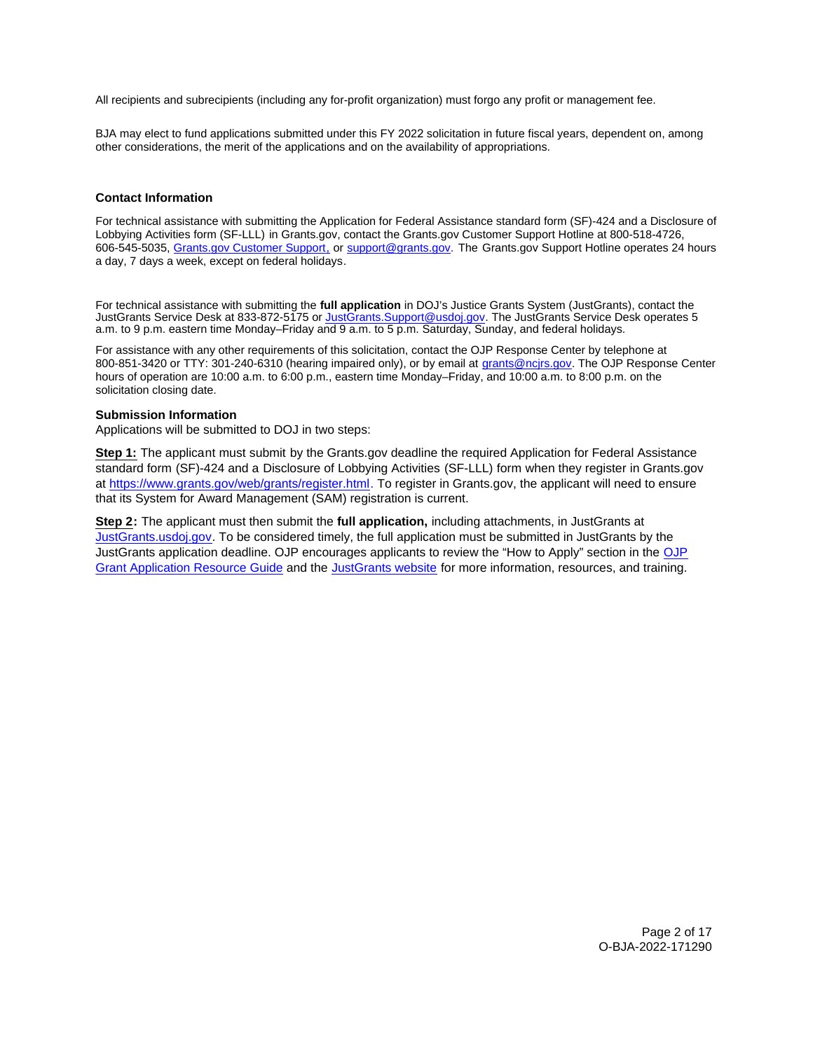All recipients and subrecipients (including any for-profit organization) must forgo any profit or management fee.

BJA may elect to fund applications submitted under this FY 2022 solicitation in future fiscal years, dependent on, among other considerations, the merit of the applications and on the availability of appropriations.

### Contact Information

For technical assistance with submitting the Application for Federal Assistance standard form (SF)-424 and a Disclosure of Lobbying Activities form (SF-LLL) in Grants.gov, contact the Grants.gov Customer Support Hotline at 800-518-4726, 606-545-5035, Grants.gov Customer Support, or support@grants.gov. The Grants.gov Support Hotline operates 24 hours a day, 7 days a week, except on federal holidays.

For technical assistance with submitting the **full application** in DOJ's Justice Grants System (JustGrants), contact the JustGrants Service Desk at 833-872-5175 or JustGrants.Support@usdoj.gov. The JustGrants Service Desk operates 5 a.m. to 9 p.m. eastern time Monday–Friday and 9 a.m. to 5 p.m. Saturday, Sunday, and federal holidays.

For assistance with any other requirements of this solicitation, contact the OJP Response Center by telephone at 800-851-3420 or TTY: 301-240-6310 (hearing impaired only), or by email at grants@ncjrs.gov. The OJP Response Center hours of operation are 10:00 a.m. to 6:00 p.m., eastern time Monday–Friday, and 10:00 a.m. to 8:00 p.m. on the solicitation closing date.

### Submission Information

Applications will be submitted to DOJ in two steps:

**Step 1:** The applicant must submit by the Grants.gov deadline the required Application for Federal Assistance standard form (SF)-424 and a Disclosure of Lobbying Activities (SF-LLL) form when they register in Grants.gov at https://www.grants.gov/web/grants/register.html. To register in Grants.gov, the applicant will need to ensure that its System for Award Management (SAM) registration is current.

**Step 2:** The applicant must then submit the **full application,** including attachments, in JustGrants at JustGrants.usdoj.gov. To be considered timely, the full application must be submitted in JustGrants by the JustGrants application deadline. OJP encourages applicants to review the "How to Apply" section in the OJP Grant Application Resource Guide and the JustGrants website for more information, resources, and training.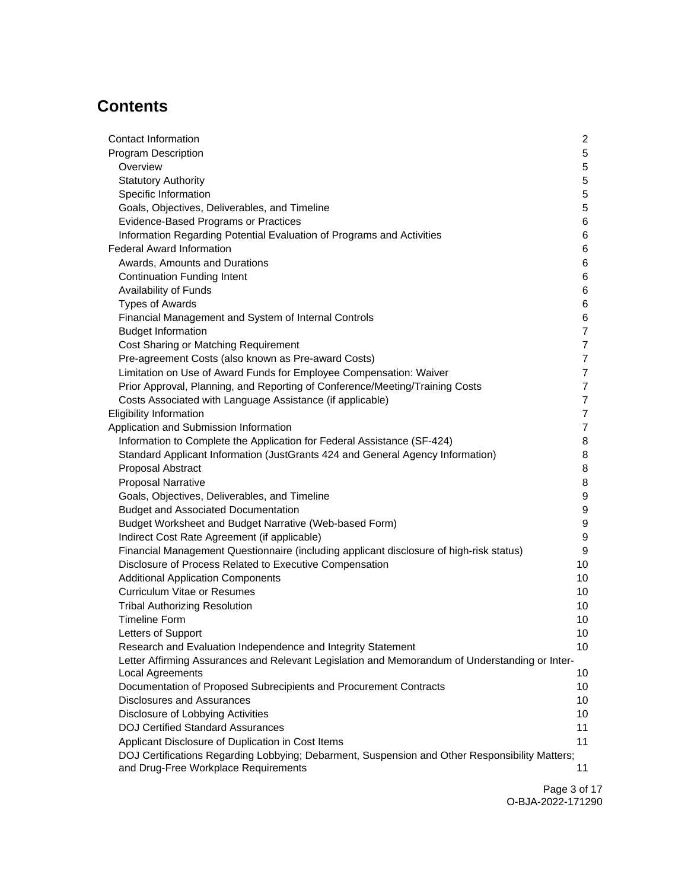# Contents

| | |
|---|---|
| Contact Information | 2 |
| Program Description | 5 |
| Overview | 5 |
| Statutory Authority | 5 |
| Specific Information | 5 |
| Goals, Objectives, Deliverables, and Timeline | 5 |
| Evidence-Based Programs or Practices | 6 |
| Information Regarding Potential Evaluation of Programs and Activities | 6 |
| Federal Award Information | 6 |
| Awards, Amounts and Durations | 6 |
| Continuation Funding Intent | 6 |
| Availability of Funds | 6 |
| Types of Awards | 6 |
| Financial Management and System of Internal Controls | 6 |
| Budget Information | 7 |
| Cost Sharing or Matching Requirement | 7 |
| Pre-agreement Costs (also known as Pre-award Costs) | 7 |
| Limitation on Use of Award Funds for Employee Compensation: Waiver | 7 |
| Prior Approval, Planning, and Reporting of Conference/Meeting/Training Costs | 7 |
| Costs Associated with Language Assistance (if applicable) | 7 |
| Eligibility Information | 7 |
| Application and Submission Information | 7 |
| Information to Complete the Application for Federal Assistance (SF-424) | 8 |
| Standard Applicant Information (JustGrants 424 and General Agency Information) | 8 |
| Proposal Abstract | 8 |
| Proposal Narrative | 8 |
| Goals, Objectives, Deliverables, and Timeline | 9 |
| Budget and Associated Documentation | 9 |
| Budget Worksheet and Budget Narrative (Web-based Form) | 9 |
| Indirect Cost Rate Agreement (if applicable) | 9 |
| Financial Management Questionnaire (including applicant disclosure of high-risk status) | 9 |
| Disclosure of Process Related to Executive Compensation | 10 |
| Additional Application Components | 10 |
| Curriculum Vitae or Resumes | 10 |
| Tribal Authorizing Resolution | 10 |
| Timeline Form | 10 |
| Letters of Support | 10 |
| Research and Evaluation Independence and Integrity Statement | 10 |
| Letter Affirming Assurances and Relevant Legislation and Memorandum of Understanding or Inter-Local Agreements | 10 |
| Documentation of Proposed Subrecipients and Procurement Contracts | 10 |
| Disclosures and Assurances | 10 |
| Disclosure of Lobbying Activities | 10 |
| DOJ Certified Standard Assurances | 11 |
| Applicant Disclosure of Duplication in Cost Items | 11 |
| DOJ Certifications Regarding Lobbying; Debarment, Suspension and Other Responsibility Matters; and Drug-Free Workplace Requirements | 11 |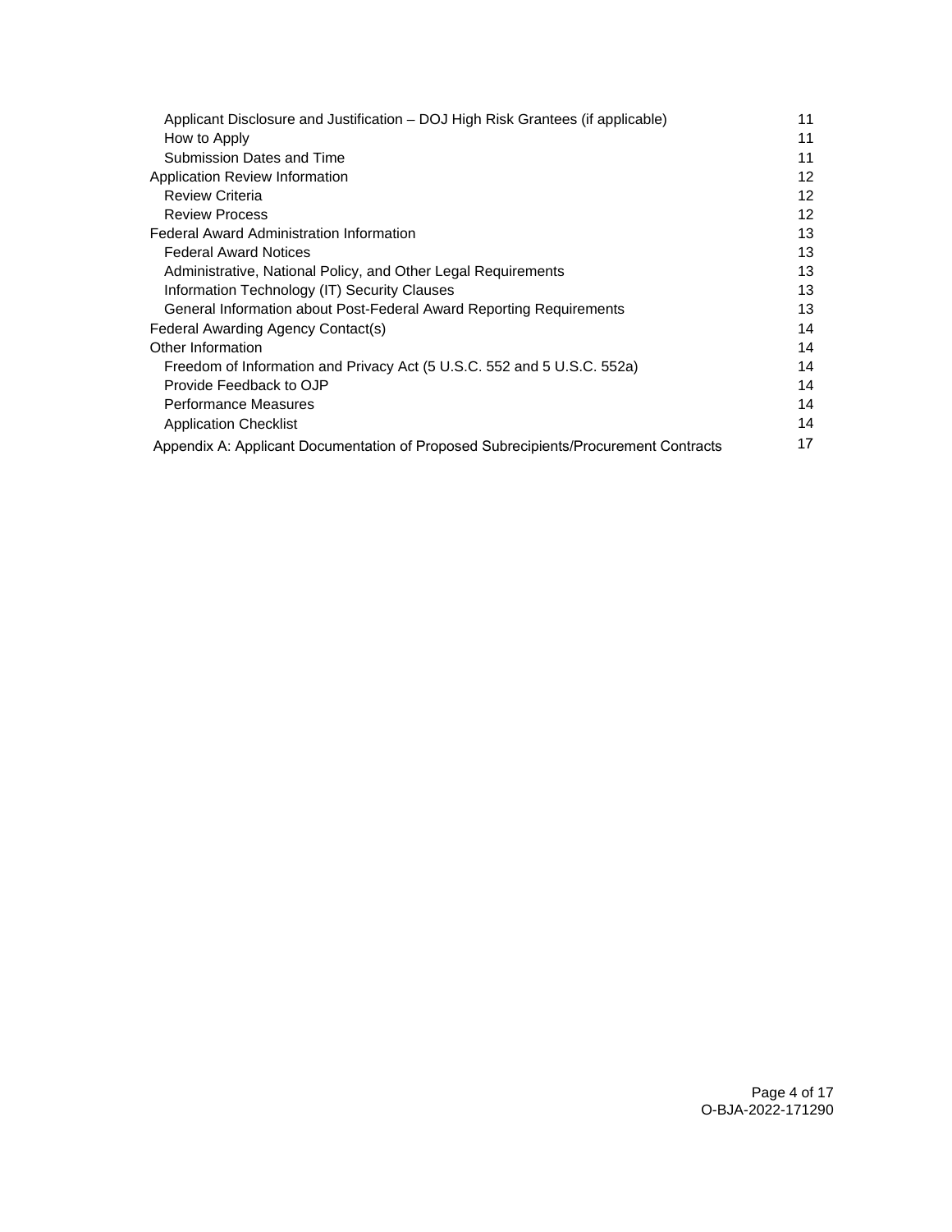| | |
|---|---|
| Applicant Disclosure and Justification – DOJ High Risk Grantees (if applicable) | 11 |
| How to Apply | 11 |
| Submission Dates and Time | 11 |
| Application Review Information | 12 |
| Review Criteria | 12 |
| Review Process | 12 |
| Federal Award Administration Information | 13 |
| Federal Award Notices | 13 |
| Administrative, National Policy, and Other Legal Requirements | 13 |
| Information Technology (IT) Security Clauses | 13 |
| General Information about Post-Federal Award Reporting Requirements | 13 |
| Federal Awarding Agency Contact(s) | 14 |
| Other Information | 14 |
| Freedom of Information and Privacy Act (5 U.S.C. 552 and 5 U.S.C. 552a) | 14 |
| Provide Feedback to OJP | 14 |
| Performance Measures | 14 |
| Application Checklist | 14 |
| Appendix A: Applicant Documentation of Proposed Subrecipients/Procurement Contracts | 17 |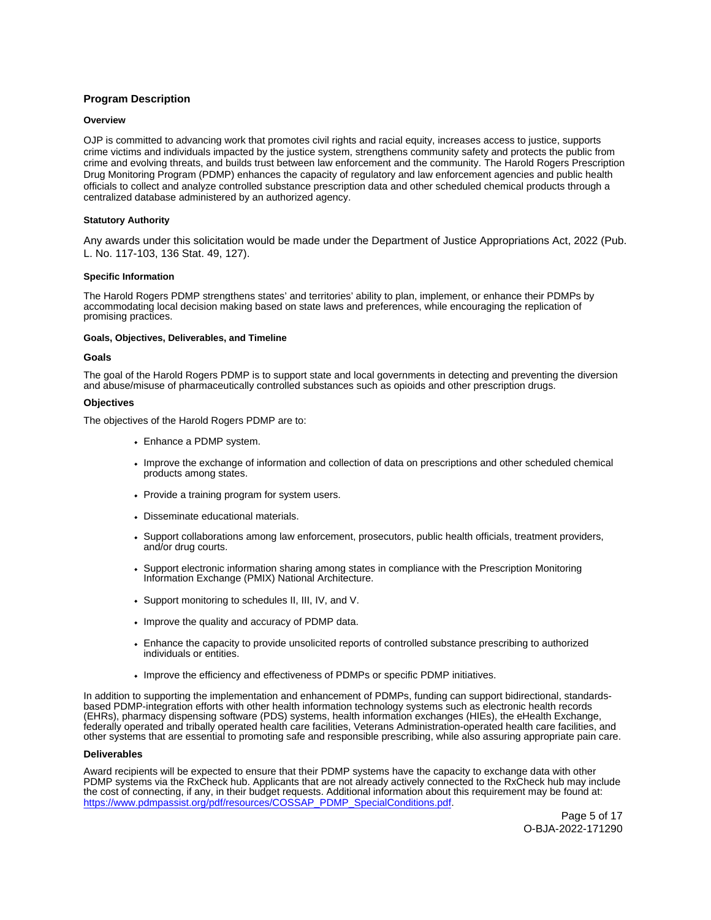## Program Description

### Overview

OJP is committed to advancing work that promotes civil rights and racial equity, increases access to justice, supports crime victims and individuals impacted by the justice system, strengthens community safety and protects the public from crime and evolving threats, and builds trust between law enforcement and the community. The Harold Rogers Prescription Drug Monitoring Program (PDMP) enhances the capacity of regulatory and law enforcement agencies and public health officials to collect and analyze controlled substance prescription data and other scheduled chemical products through a centralized database administered by an authorized agency.

### Statutory Authority

Any awards under this solicitation would be made under the Department of Justice Appropriations Act, 2022 (Pub. L. No. 117-103, 136 Stat. 49, 127).

### Specific Information

The Harold Rogers PDMP strengthens states' and territories' ability to plan, implement, or enhance their PDMPs by accommodating local decision making based on state laws and preferences, while encouraging the replication of promising practices.

### Goals, Objectives, Deliverables, and Timeline

#### Goals

The goal of the Harold Rogers PDMP is to support state and local governments in detecting and preventing the diversion and abuse/misuse of pharmaceutically controlled substances such as opioids and other prescription drugs.

#### Objectives

The objectives of the Harold Rogers PDMP are to:

- Enhance a PDMP system.
- Improve the exchange of information and collection of data on prescriptions and other scheduled chemical products among states.
- Provide a training program for system users.
- Disseminate educational materials.
- Support collaborations among law enforcement, prosecutors, public health officials, treatment providers, and/or drug courts.
- Support electronic information sharing among states in compliance with the Prescription Monitoring Information Exchange (PMIX) National Architecture.
- Support monitoring to schedules II, III, IV, and V.
- Improve the quality and accuracy of PDMP data.
- Enhance the capacity to provide unsolicited reports of controlled substance prescribing to authorized individuals or entities.
- Improve the efficiency and effectiveness of PDMPs or specific PDMP initiatives.

In addition to supporting the implementation and enhancement of PDMPs, funding can support bidirectional, standards-based PDMP-integration efforts with other health information technology systems such as electronic health records (EHRs), pharmacy dispensing software (PDS) systems, health information exchanges (HIEs), the eHealth Exchange, federally operated and tribally operated health care facilities, Veterans Administration-operated health care facilities, and other systems that are essential to promoting safe and responsible prescribing, while also assuring appropriate pain care.

#### Deliverables

Award recipients will be expected to ensure that their PDMP systems have the capacity to exchange data with other PDMP systems via the RxCheck hub. Applicants that are not already actively connected to the RxCheck hub may include the cost of connecting, if any, in their budget requests. Additional information about this requirement may be found at: [https://www.pdmpassist.org/pdf/resources/COSSAP_PDMP_SpecialConditions.pdf](https://www.pdmpassist.org/pdf/resources/COSSAP_PDMP_SpecialConditions.pdf).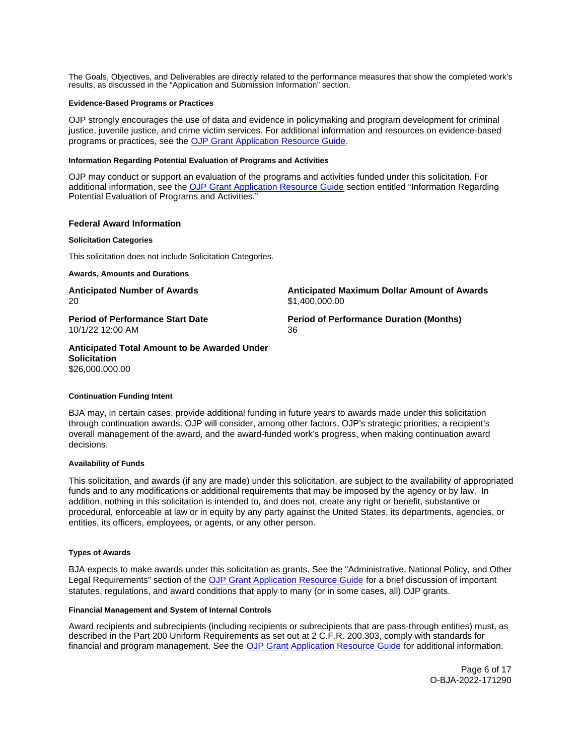The Goals, Objectives, and Deliverables are directly related to the performance measures that show the completed work's results, as discussed in the "Application and Submission Information" section.

#### Evidence-Based Programs or Practices

OJP strongly encourages the use of data and evidence in policymaking and program development for criminal justice, juvenile justice, and crime victim services. For additional information and resources on evidence-based programs or practices, see the OJP Grant Application Resource Guide.

#### Information Regarding Potential Evaluation of Programs and Activities

OJP may conduct or support an evaluation of the programs and activities funded under this solicitation. For additional information, see the OJP Grant Application Resource Guide section entitled "Information Regarding Potential Evaluation of Programs and Activities."

### Federal Award Information

#### Solicitation Categories

This solicitation does not include Solicitation Categories.

#### Awards, Amounts and Durations

**Anticipated Number of Awards**
20

**Anticipated Maximum Dollar Amount of Awards**
$1,400,000.00

**Period of Performance Start Date**
10/1/22 12:00 AM

**Period of Performance Duration (Months)**
36

**Anticipated Total Amount to be Awarded Under Solicitation**
$26,000,000.00

#### Continuation Funding Intent

BJA may, in certain cases, provide additional funding in future years to awards made under this solicitation through continuation awards. OJP will consider, among other factors, OJP's strategic priorities, a recipient's overall management of the award, and the award-funded work's progress, when making continuation award decisions.

#### Availability of Funds

This solicitation, and awards (if any are made) under this solicitation, are subject to the availability of appropriated funds and to any modifications or additional requirements that may be imposed by the agency or by law. In addition, nothing in this solicitation is intended to, and does not, create any right or benefit, substantive or procedural, enforceable at law or in equity by any party against the United States, its departments, agencies, or entities, its officers, employees, or agents, or any other person.

#### Types of Awards

BJA expects to make awards under this solicitation as grants. See the "Administrative, National Policy, and Other Legal Requirements" section of the OJP Grant Application Resource Guide for a brief discussion of important statutes, regulations, and award conditions that apply to many (or in some cases, all) OJP grants.

#### Financial Management and System of Internal Controls

Award recipients and subrecipients (including recipients or subrecipients that are pass-through entities) must, as described in the Part 200 Uniform Requirements as set out at 2 C.F.R. 200.303, comply with standards for financial and program management. See the OJP Grant Application Resource Guide for additional information.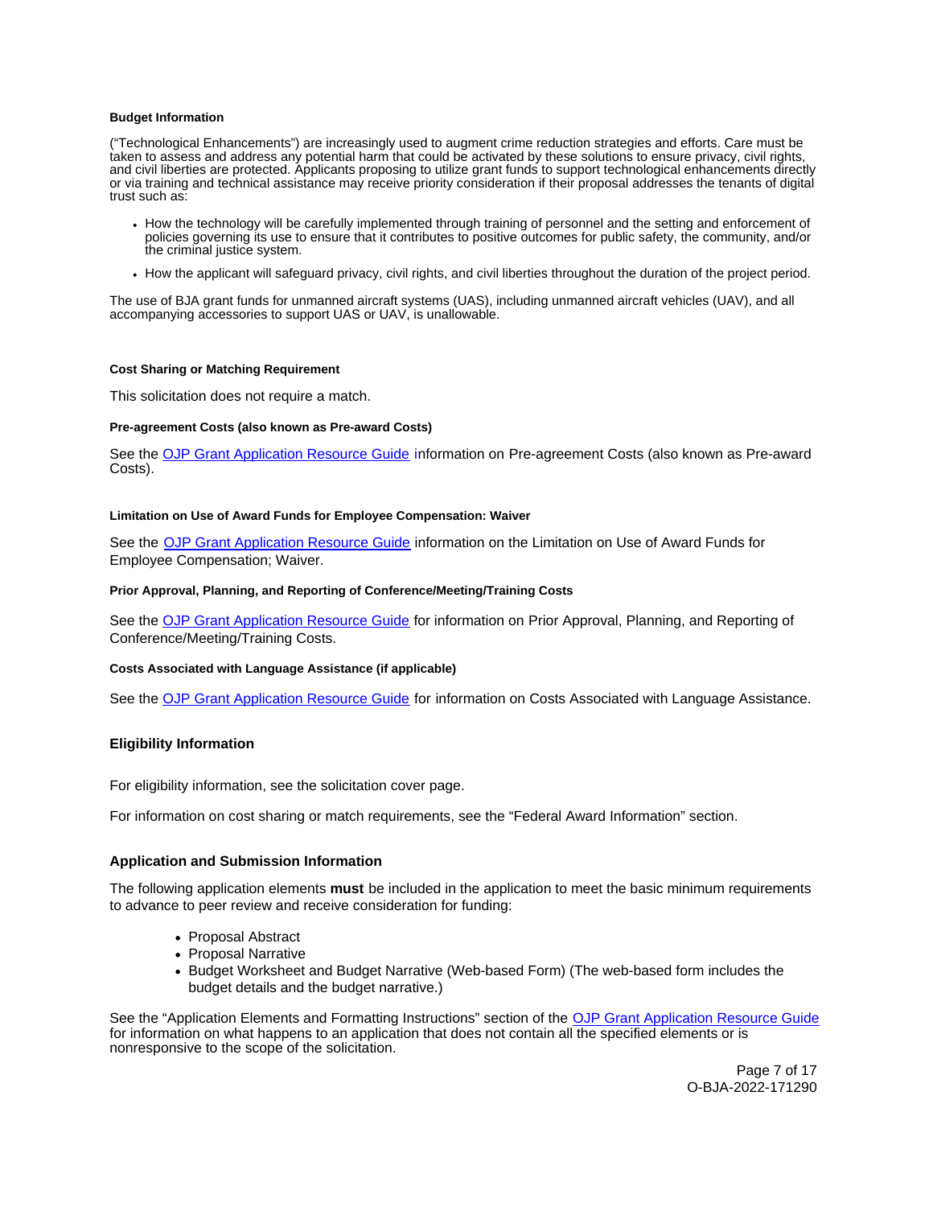#### Budget Information

("Technological Enhancements") are increasingly used to augment crime reduction strategies and efforts. Care must be taken to assess and address any potential harm that could be activated by these solutions to ensure privacy, civil rights, and civil liberties are protected. Applicants proposing to utilize grant funds to support technological enhancements directly or via training and technical assistance may receive priority consideration if their proposal addresses the tenants of digital trust such as:

- How the technology will be carefully implemented through training of personnel and the setting and enforcement of policies governing its use to ensure that it contributes to positive outcomes for public safety, the community, and/or the criminal justice system.
- How the applicant will safeguard privacy, civil rights, and civil liberties throughout the duration of the project period.

The use of BJA grant funds for unmanned aircraft systems (UAS), including unmanned aircraft vehicles (UAV), and all accompanying accessories to support UAS or UAV, is unallowable.

#### Cost Sharing or Matching Requirement

This solicitation does not require a match.

#### Pre-agreement Costs (also known as Pre-award Costs)

See the [OJP Grant Application Resource Guide](#) information on Pre-agreement Costs (also known as Pre-award Costs).

#### Limitation on Use of Award Funds for Employee Compensation: Waiver

See the [OJP Grant Application Resource Guide](#) information on the Limitation on Use of Award Funds for Employee Compensation; Waiver.

#### Prior Approval, Planning, and Reporting of Conference/Meeting/Training Costs

See the [OJP Grant Application Resource Guide](#) for information on Prior Approval, Planning, and Reporting of Conference/Meeting/Training Costs.

#### Costs Associated with Language Assistance (if applicable)

See the [OJP Grant Application Resource Guide](#) for information on Costs Associated with Language Assistance.

### Eligibility Information

For eligibility information, see the solicitation cover page.

For information on cost sharing or match requirements, see the "Federal Award Information" section.

### Application and Submission Information

The following application elements **must** be included in the application to meet the basic minimum requirements to advance to peer review and receive consideration for funding:

- Proposal Abstract
- Proposal Narrative
- Budget Worksheet and Budget Narrative (Web-based Form) (The web-based form includes the budget details and the budget narrative.)

See the "Application Elements and Formatting Instructions" section of the [OJP Grant Application Resource Guide](#) for information on what happens to an application that does not contain all the specified elements or is nonresponsive to the scope of the solicitation.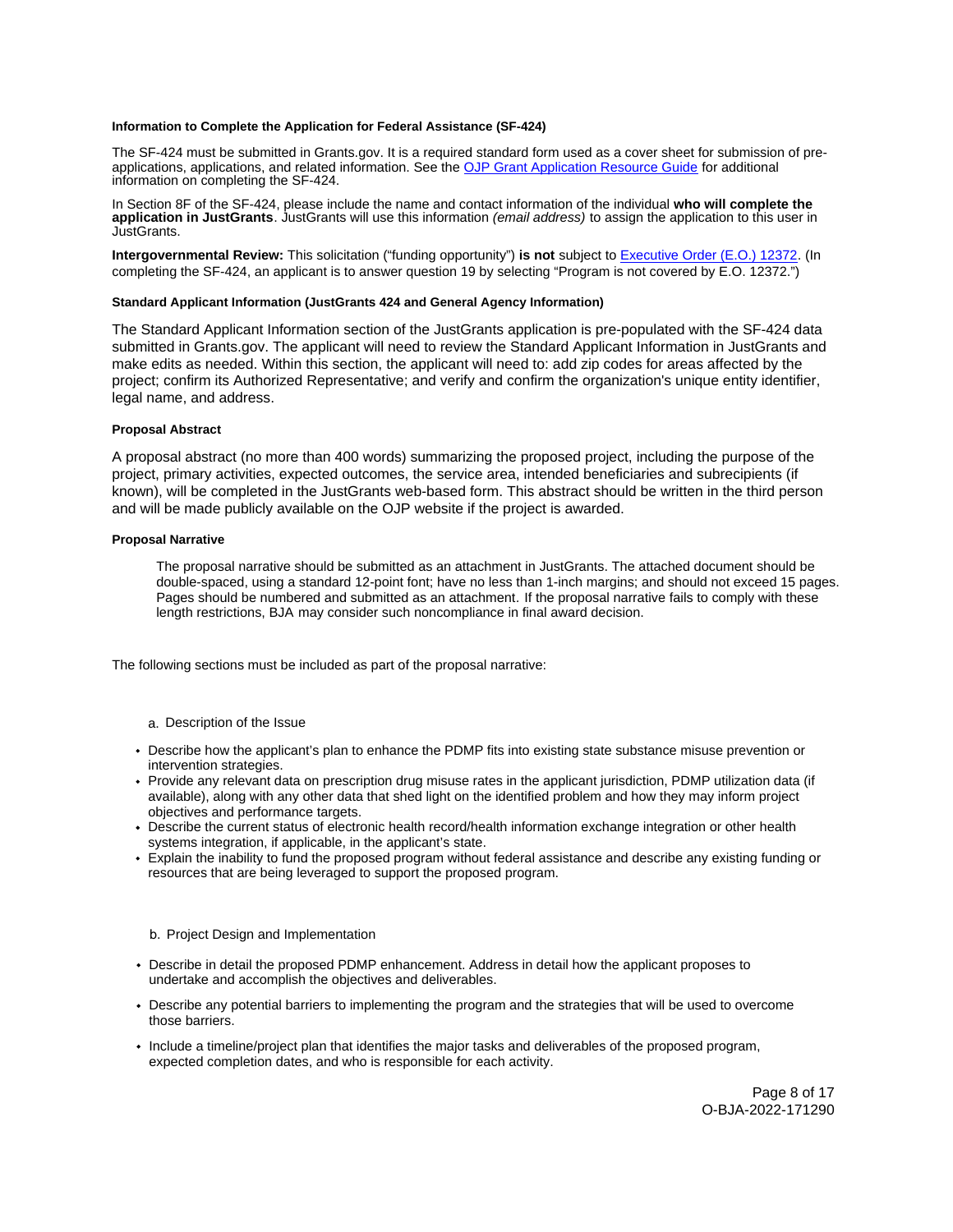#### Information to Complete the Application for Federal Assistance (SF-424)

The SF-424 must be submitted in Grants.gov. It is a required standard form used as a cover sheet for submission of pre-applications, applications, and related information. See the OJP Grant Application Resource Guide for additional information on completing the SF-424.

In Section 8F of the SF-424, please include the name and contact information of the individual **who will complete the application in JustGrants**. JustGrants will use this information *(email address)* to assign the application to this user in JustGrants.

**Intergovernmental Review:** This solicitation ("funding opportunity") **is not** subject to Executive Order (E.O.) 12372. (In completing the SF-424, an applicant is to answer question 19 by selecting "Program is not covered by E.O. 12372.")

#### Standard Applicant Information (JustGrants 424 and General Agency Information)

The Standard Applicant Information section of the JustGrants application is pre-populated with the SF-424 data submitted in Grants.gov. The applicant will need to review the Standard Applicant Information in JustGrants and make edits as needed. Within this section, the applicant will need to: add zip codes for areas affected by the project; confirm its Authorized Representative; and verify and confirm the organization's unique entity identifier, legal name, and address.

#### Proposal Abstract

A proposal abstract (no more than 400 words) summarizing the proposed project, including the purpose of the project, primary activities, expected outcomes, the service area, intended beneficiaries and subrecipients (if known), will be completed in the JustGrants web-based form. This abstract should be written in the third person and will be made publicly available on the OJP website if the project is awarded.

#### Proposal Narrative

The proposal narrative should be submitted as an attachment in JustGrants. The attached document should be double-spaced, using a standard 12-point font; have no less than 1-inch margins; and should not exceed 15 pages. Pages should be numbered and submitted as an attachment. If the proposal narrative fails to comply with these length restrictions, BJA may consider such noncompliance in final award decision.

The following sections must be included as part of the proposal narrative:

a. Description of the Issue

- Describe how the applicant's plan to enhance the PDMP fits into existing state substance misuse prevention or intervention strategies.
- Provide any relevant data on prescription drug misuse rates in the applicant jurisdiction, PDMP utilization data (if available), along with any other data that shed light on the identified problem and how they may inform project objectives and performance targets.
- Describe the current status of electronic health record/health information exchange integration or other health systems integration, if applicable, in the applicant's state.
- Explain the inability to fund the proposed program without federal assistance and describe any existing funding or resources that are being leveraged to support the proposed program.

b. Project Design and Implementation

- Describe in detail the proposed PDMP enhancement. Address in detail how the applicant proposes to undertake and accomplish the objectives and deliverables.
- Describe any potential barriers to implementing the program and the strategies that will be used to overcome those barriers.
- Include a timeline/project plan that identifies the major tasks and deliverables of the proposed program, expected completion dates, and who is responsible for each activity.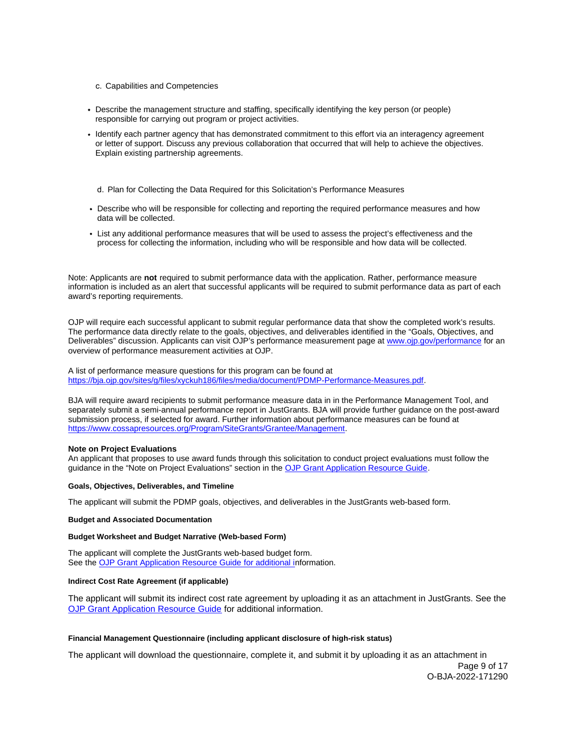c. Capabilities and Competencies

- Describe the management structure and staffing, specifically identifying the key person (or people) responsible for carrying out program or project activities.
- Identify each partner agency that has demonstrated commitment to this effort via an interagency agreement or letter of support. Discuss any previous collaboration that occurred that will help to achieve the objectives. Explain existing partnership agreements.

d. Plan for Collecting the Data Required for this Solicitation's Performance Measures

- Describe who will be responsible for collecting and reporting the required performance measures and how data will be collected.
- List any additional performance measures that will be used to assess the project's effectiveness and the process for collecting the information, including who will be responsible and how data will be collected.

Note: Applicants are **not** required to submit performance data with the application. Rather, performance measure information is included as an alert that successful applicants will be required to submit performance data as part of each award's reporting requirements.

OJP will require each successful applicant to submit regular performance data that show the completed work's results. The performance data directly relate to the goals, objectives, and deliverables identified in the "Goals, Objectives, and Deliverables" discussion. Applicants can visit OJP's performance measurement page at [www.ojp.gov/performance](www.ojp.gov/performance) for an overview of performance measurement activities at OJP.

A list of performance measure questions for this program can be found at [https://bja.ojp.gov/sites/g/files/xyckuh186/files/media/document/PDMP-Performance-Measures.pdf](https://bja.ojp.gov/sites/g/files/xyckuh186/files/media/document/PDMP-Performance-Measures.pdf).

BJA will require award recipients to submit performance measure data in in the Performance Management Tool, and separately submit a semi-annual performance report in JustGrants. BJA will provide further guidance on the post-award submission process, if selected for award. Further information about performance measures can be found at [https://www.cossapresources.org/Program/SiteGrants/Grantee/Management](https://www.cossapresources.org/Program/SiteGrants/Grantee/Management).

**Note on Project Evaluations**

An applicant that proposes to use award funds through this solicitation to conduct project evaluations must follow the guidance in the "Note on Project Evaluations" section in the OJP Grant Application Resource Guide.

**Goals, Objectives, Deliverables, and Timeline**

The applicant will submit the PDMP goals, objectives, and deliverables in the JustGrants web-based form.

**Budget and Associated Documentation**

**Budget Worksheet and Budget Narrative (Web-based Form)**

The applicant will complete the JustGrants web-based budget form.
See the OJP Grant Application Resource Guide for additional information.

**Indirect Cost Rate Agreement (if applicable)**

The applicant will submit its indirect cost rate agreement by uploading it as an attachment in JustGrants. See the OJP Grant Application Resource Guide for additional information.

**Financial Management Questionnaire (including applicant disclosure of high-risk status)**

The applicant will download the questionnaire, complete it, and submit it by uploading it as an attachment in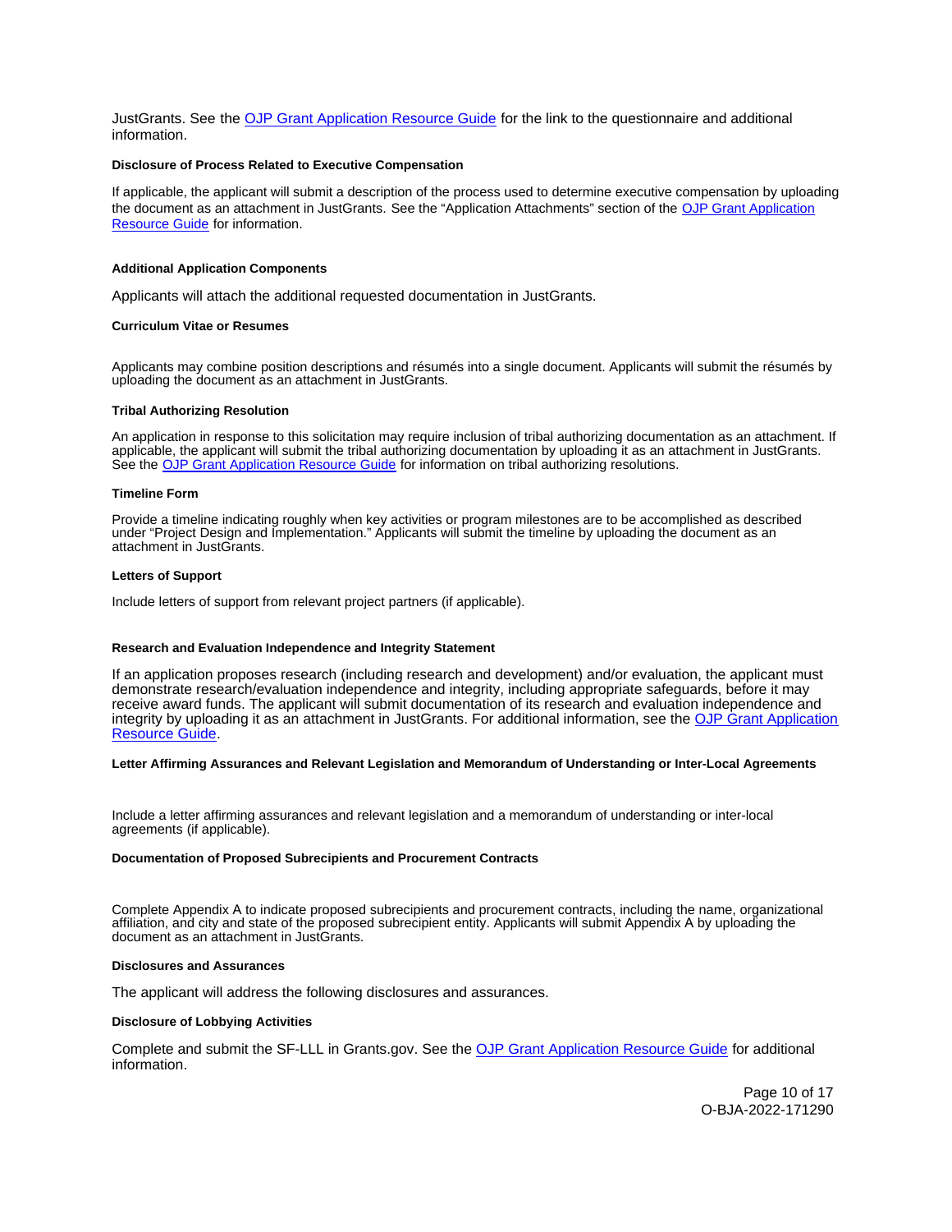JustGrants. See the OJP Grant Application Resource Guide for the link to the questionnaire and additional information.

#### Disclosure of Process Related to Executive Compensation

If applicable, the applicant will submit a description of the process used to determine executive compensation by uploading the document as an attachment in JustGrants. See the "Application Attachments" section of the OJP Grant Application Resource Guide for information.

#### Additional Application Components

Applicants will attach the additional requested documentation in JustGrants.

#### Curriculum Vitae or Resumes

Applicants may combine position descriptions and résumés into a single document. Applicants will submit the résumés by uploading the document as an attachment in JustGrants.

#### Tribal Authorizing Resolution

An application in response to this solicitation may require inclusion of tribal authorizing documentation as an attachment. If applicable, the applicant will submit the tribal authorizing documentation by uploading it as an attachment in JustGrants. See the OJP Grant Application Resource Guide for information on tribal authorizing resolutions.

#### Timeline Form

Provide a timeline indicating roughly when key activities or program milestones are to be accomplished as described under "Project Design and Implementation." Applicants will submit the timeline by uploading the document as an attachment in JustGrants.

#### Letters of Support

Include letters of support from relevant project partners (if applicable).

#### Research and Evaluation Independence and Integrity Statement

If an application proposes research (including research and development) and/or evaluation, the applicant must demonstrate research/evaluation independence and integrity, including appropriate safeguards, before it may receive award funds. The applicant will submit documentation of its research and evaluation independence and integrity by uploading it as an attachment in JustGrants. For additional information, see the OJP Grant Application Resource Guide.

#### Letter Affirming Assurances and Relevant Legislation and Memorandum of Understanding or Inter-Local Agreements

Include a letter affirming assurances and relevant legislation and a memorandum of understanding or inter-local agreements (if applicable).

#### Documentation of Proposed Subrecipients and Procurement Contracts

Complete Appendix A to indicate proposed subrecipients and procurement contracts, including the name, organizational affiliation, and city and state of the proposed subrecipient entity. Applicants will submit Appendix A by uploading the document as an attachment in JustGrants.

#### Disclosures and Assurances

The applicant will address the following disclosures and assurances.

#### Disclosure of Lobbying Activities

Complete and submit the SF-LLL in Grants.gov. See the OJP Grant Application Resource Guide for additional information.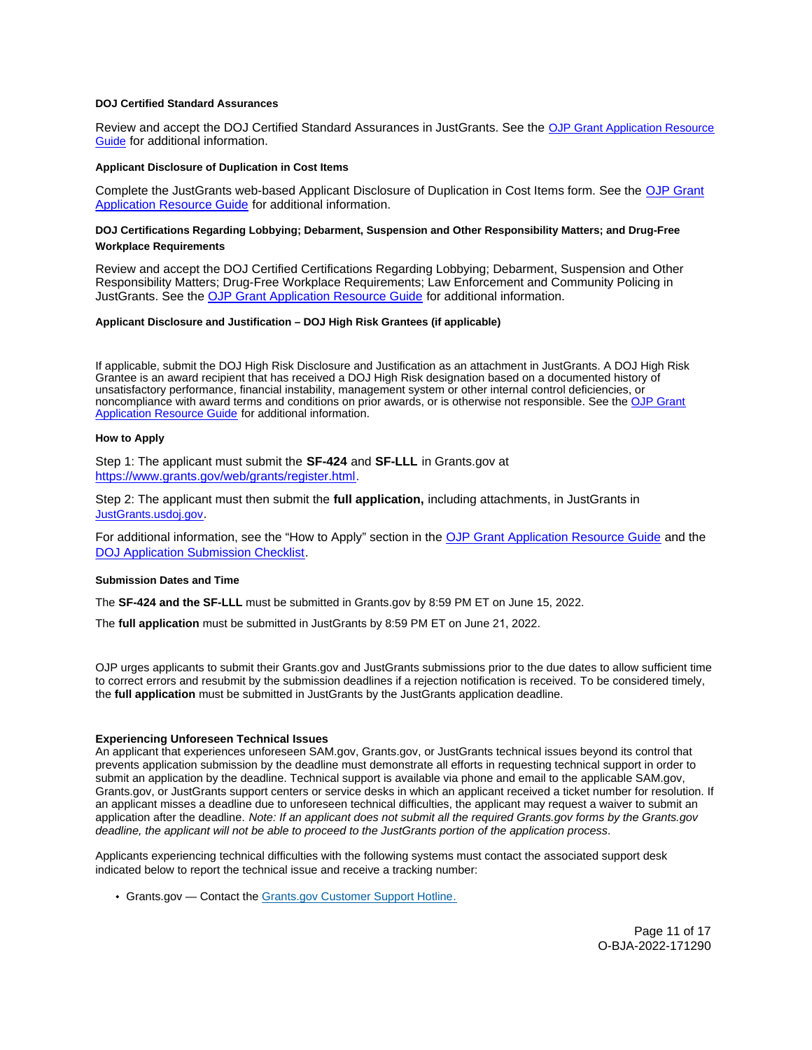#### DOJ Certified Standard Assurances

Review and accept the DOJ Certified Standard Assurances in JustGrants. See the OJP Grant Application Resource Guide for additional information.

#### Applicant Disclosure of Duplication in Cost Items

Complete the JustGrants web-based Applicant Disclosure of Duplication in Cost Items form. See the OJP Grant Application Resource Guide for additional information.

#### DOJ Certifications Regarding Lobbying; Debarment, Suspension and Other Responsibility Matters; and Drug-Free Workplace Requirements

Review and accept the DOJ Certified Certifications Regarding Lobbying; Debarment, Suspension and Other Responsibility Matters; Drug-Free Workplace Requirements; Law Enforcement and Community Policing in JustGrants. See the OJP Grant Application Resource Guide for additional information.

#### Applicant Disclosure and Justification – DOJ High Risk Grantees (if applicable)

If applicable, submit the DOJ High Risk Disclosure and Justification as an attachment in JustGrants. A DOJ High Risk Grantee is an award recipient that has received a DOJ High Risk designation based on a documented history of unsatisfactory performance, financial instability, management system or other internal control deficiencies, or noncompliance with award terms and conditions on prior awards, or is otherwise not responsible. See the OJP Grant Application Resource Guide for additional information.

#### How to Apply

Step 1: The applicant must submit the **SF-424** and **SF-LLL** in Grants.gov at https://www.grants.gov/web/grants/register.html.

Step 2: The applicant must then submit the **full application,** including attachments, in JustGrants in JustGrants.usdoj.gov.

For additional information, see the "How to Apply" section in the OJP Grant Application Resource Guide and the DOJ Application Submission Checklist.

#### Submission Dates and Time

The **SF-424 and the SF-LLL** must be submitted in Grants.gov by 8:59 PM ET on June 15, 2022.

The **full application** must be submitted in JustGrants by 8:59 PM ET on June 21, 2022.

OJP urges applicants to submit their Grants.gov and JustGrants submissions prior to the due dates to allow sufficient time to correct errors and resubmit by the submission deadlines if a rejection notification is received. To be considered timely, the **full application** must be submitted in JustGrants by the JustGrants application deadline.

#### Experiencing Unforeseen Technical Issues

An applicant that experiences unforeseen SAM.gov, Grants.gov, or JustGrants technical issues beyond its control that prevents application submission by the deadline must demonstrate all efforts in requesting technical support in order to submit an application by the deadline. Technical support is available via phone and email to the applicable SAM.gov, Grants.gov, or JustGrants support centers or service desks in which an applicant received a ticket number for resolution. If an applicant misses a deadline due to unforeseen technical difficulties, the applicant may request a waiver to submit an application after the deadline. *Note: If an applicant does not submit all the required Grants.gov forms by the Grants.gov deadline, the applicant will not be able to proceed to the JustGrants portion of the application process.*

Applicants experiencing technical difficulties with the following systems must contact the associated support desk indicated below to report the technical issue and receive a tracking number:

- Grants.gov — Contact the Grants.gov Customer Support Hotline.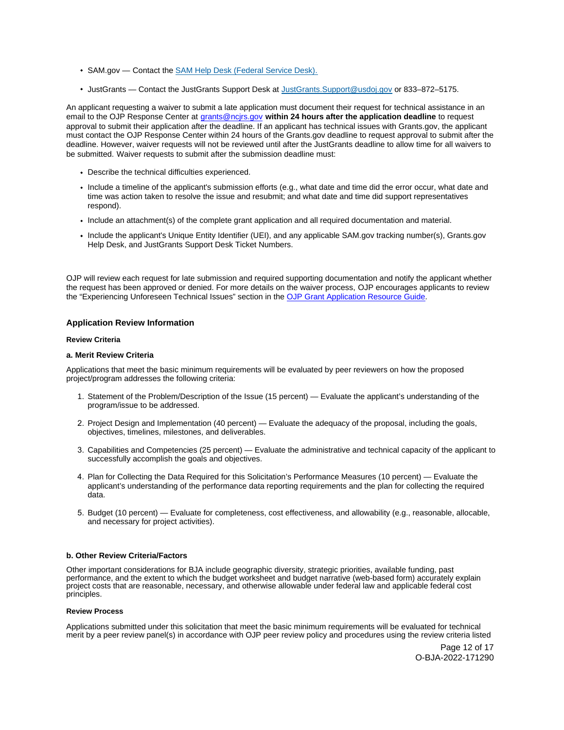- SAM.gov — Contact the [SAM Help Desk (Federal Service Desk).](#)
- JustGrants — Contact the JustGrants Support Desk at [JustGrants.Support@usdoj.gov](mailto:JustGrants.Support@usdoj.gov) or 833–872–5175.

An applicant requesting a waiver to submit a late application must document their request for technical assistance in an email to the OJP Response Center at [grants@ncjrs.gov](mailto:grants@ncjrs.gov) **within 24 hours after the application deadline** to request approval to submit their application after the deadline. If an applicant has technical issues with Grants.gov, the applicant must contact the OJP Response Center within 24 hours of the Grants.gov deadline to request approval to submit after the deadline. However, waiver requests will not be reviewed until after the JustGrants deadline to allow time for all waivers to be submitted. Waiver requests to submit after the submission deadline must:

- Describe the technical difficulties experienced.
- Include a timeline of the applicant's submission efforts (e.g., what date and time did the error occur, what date and time was action taken to resolve the issue and resubmit; and what date and time did support representatives respond).
- Include an attachment(s) of the complete grant application and all required documentation and material.
- Include the applicant's Unique Entity Identifier (UEI), and any applicable SAM.gov tracking number(s), Grants.gov Help Desk, and JustGrants Support Desk Ticket Numbers.

OJP will review each request for late submission and required supporting documentation and notify the applicant whether the request has been approved or denied. For more details on the waiver process, OJP encourages applicants to review the "Experiencing Unforeseen Technical Issues" section in the [OJP Grant Application Resource Guide](#).

## Application Review Information

#### Review Criteria

### a. Merit Review Criteria

Applications that meet the basic minimum requirements will be evaluated by peer reviewers on how the proposed project/program addresses the following criteria:

1. Statement of the Problem/Description of the Issue (15 percent) — Evaluate the applicant's understanding of the program/issue to be addressed.
2. Project Design and Implementation (40 percent) — Evaluate the adequacy of the proposal, including the goals, objectives, timelines, milestones, and deliverables.
3. Capabilities and Competencies (25 percent) — Evaluate the administrative and technical capacity of the applicant to successfully accomplish the goals and objectives.
4. Plan for Collecting the Data Required for this Solicitation's Performance Measures (10 percent) — Evaluate the applicant's understanding of the performance data reporting requirements and the plan for collecting the required data.
5. Budget (10 percent) — Evaluate for completeness, cost effectiveness, and allowability (e.g., reasonable, allocable, and necessary for project activities).

### b. Other Review Criteria/Factors

Other important considerations for BJA include geographic diversity, strategic priorities, available funding, past performance, and the extent to which the budget worksheet and budget narrative (web-based form) accurately explain project costs that are reasonable, necessary, and otherwise allowable under federal law and applicable federal cost principles.

#### Review Process

Applications submitted under this solicitation that meet the basic minimum requirements will be evaluated for technical merit by a peer review panel(s) in accordance with OJP peer review policy and procedures using the review criteria listed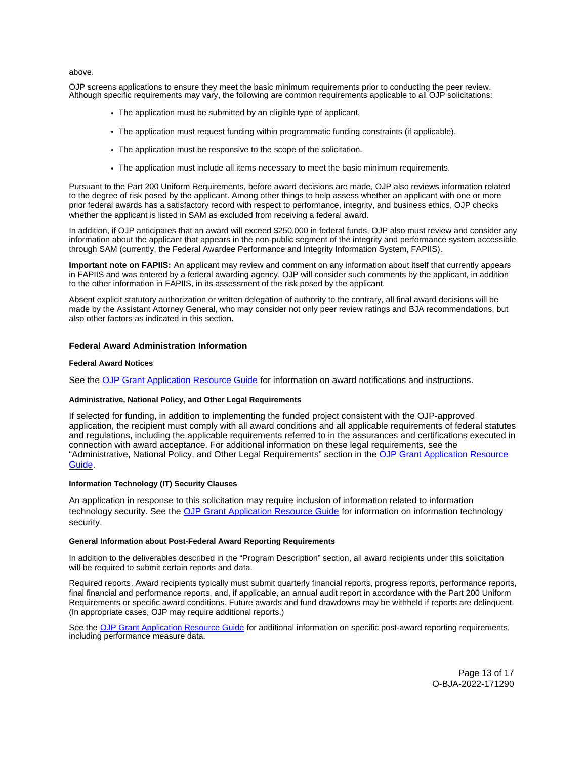above.

OJP screens applications to ensure they meet the basic minimum requirements prior to conducting the peer review. Although specific requirements may vary, the following are common requirements applicable to all OJP solicitations:

- The application must be submitted by an eligible type of applicant.
- The application must request funding within programmatic funding constraints (if applicable).
- The application must be responsive to the scope of the solicitation.
- The application must include all items necessary to meet the basic minimum requirements.

Pursuant to the Part 200 Uniform Requirements, before award decisions are made, OJP also reviews information related to the degree of risk posed by the applicant. Among other things to help assess whether an applicant with one or more prior federal awards has a satisfactory record with respect to performance, integrity, and business ethics, OJP checks whether the applicant is listed in SAM as excluded from receiving a federal award.

In addition, if OJP anticipates that an award will exceed $250,000 in federal funds, OJP also must review and consider any information about the applicant that appears in the non-public segment of the integrity and performance system accessible through SAM (currently, the Federal Awardee Performance and Integrity Information System, FAPIIS).

**Important note on FAPIIS:** An applicant may review and comment on any information about itself that currently appears in FAPIIS and was entered by a federal awarding agency. OJP will consider such comments by the applicant, in addition to the other information in FAPIIS, in its assessment of the risk posed by the applicant.

Absent explicit statutory authorization or written delegation of authority to the contrary, all final award decisions will be made by the Assistant Attorney General, who may consider not only peer review ratings and BJA recommendations, but also other factors as indicated in this section.

## Federal Award Administration Information

#### Federal Award Notices

See the OJP Grant Application Resource Guide for information on award notifications and instructions.

#### Administrative, National Policy, and Other Legal Requirements

If selected for funding, in addition to implementing the funded project consistent with the OJP-approved application, the recipient must comply with all award conditions and all applicable requirements of federal statutes and regulations, including the applicable requirements referred to in the assurances and certifications executed in connection with award acceptance. For additional information on these legal requirements, see the "Administrative, National Policy, and Other Legal Requirements" section in the OJP Grant Application Resource Guide.

#### Information Technology (IT) Security Clauses

An application in response to this solicitation may require inclusion of information related to information technology security. See the OJP Grant Application Resource Guide for information on information technology security.

#### General Information about Post-Federal Award Reporting Requirements

In addition to the deliverables described in the "Program Description" section, all award recipients under this solicitation will be required to submit certain reports and data.

Required reports. Award recipients typically must submit quarterly financial reports, progress reports, performance reports, final financial and performance reports, and, if applicable, an annual audit report in accordance with the Part 200 Uniform Requirements or specific award conditions. Future awards and fund drawdowns may be withheld if reports are delinquent. (In appropriate cases, OJP may require additional reports.)

See the OJP Grant Application Resource Guide for additional information on specific post-award reporting requirements, including performance measure data.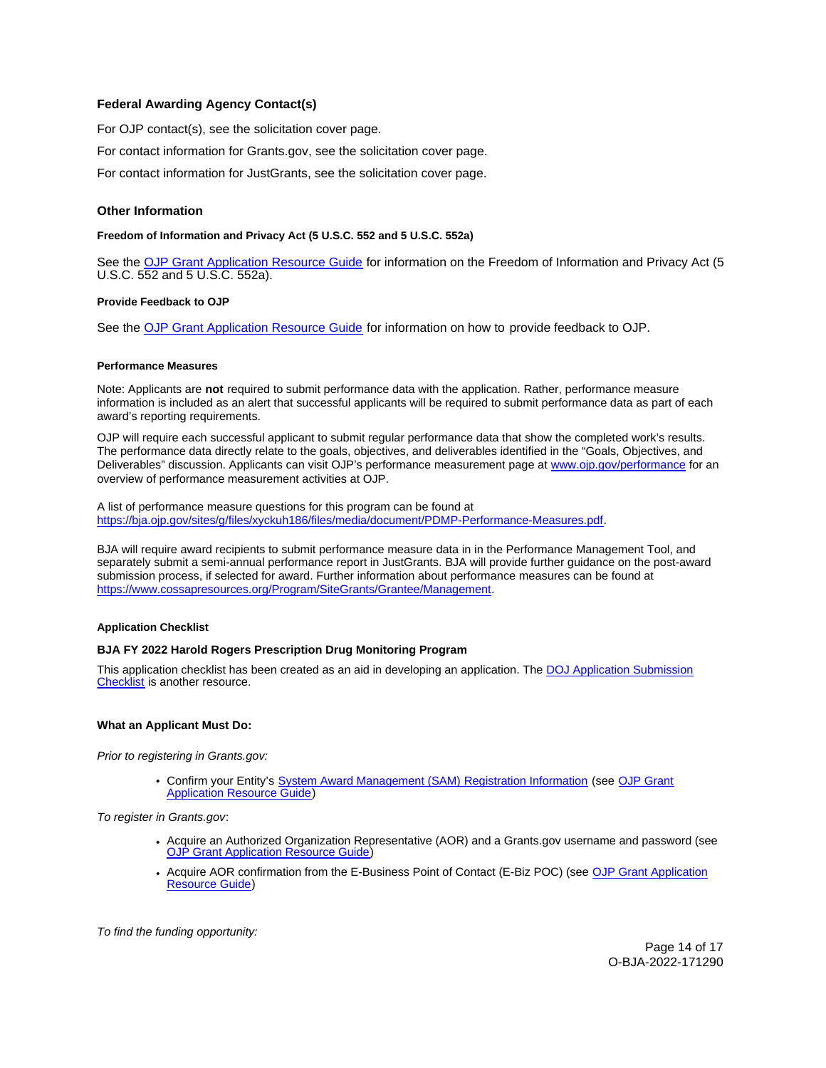### Federal Awarding Agency Contact(s)

For OJP contact(s), see the solicitation cover page.

For contact information for Grants.gov, see the solicitation cover page.

For contact information for JustGrants, see the solicitation cover page.

### Other Information

#### Freedom of Information and Privacy Act (5 U.S.C. 552 and 5 U.S.C. 552a)

See the [OJP Grant Application Resource Guide](#) for information on the Freedom of Information and Privacy Act (5 U.S.C. 552 and 5 U.S.C. 552a).

#### Provide Feedback to OJP

See the [OJP Grant Application Resource Guide](#) for information on how to provide feedback to OJP.

#### Performance Measures

Note: Applicants are **not** required to submit performance data with the application. Rather, performance measure information is included as an alert that successful applicants will be required to submit performance data as part of each award's reporting requirements.

OJP will require each successful applicant to submit regular performance data that show the completed work's results. The performance data directly relate to the goals, objectives, and deliverables identified in the "Goals, Objectives, and Deliverables" discussion. Applicants can visit OJP's performance measurement page at [www.ojp.gov/performance](www.ojp.gov/performance) for an overview of performance measurement activities at OJP.

A list of performance measure questions for this program can be found at [https://bja.ojp.gov/sites/g/files/xyckuh186/files/media/document/PDMP-Performance-Measures.pdf](https://bja.ojp.gov/sites/g/files/xyckuh186/files/media/document/PDMP-Performance-Measures.pdf).

BJA will require award recipients to submit performance measure data in in the Performance Management Tool, and separately submit a semi-annual performance report in JustGrants. BJA will provide further guidance on the post-award submission process, if selected for award. Further information about performance measures can be found at [https://www.cossapresources.org/Program/SiteGrants/Grantee/Management](https://www.cossapresources.org/Program/SiteGrants/Grantee/Management).

#### Application Checklist

**BJA FY 2022 Harold Rogers Prescription Drug Monitoring Program**

This application checklist has been created as an aid in developing an application. The [DOJ Application Submission Checklist](#) is another resource.

**What an Applicant Must Do:**

*Prior to registering in Grants.gov:*

- Confirm your Entity's [System Award Management (SAM) Registration Information](#) (see [OJP Grant Application Resource Guide](#))

*To register in Grants.gov*:

- Acquire an Authorized Organization Representative (AOR) and a Grants.gov username and password (see [OJP Grant Application Resource Guide](#))
- Acquire AOR confirmation from the E-Business Point of Contact (E-Biz POC) (see [OJP Grant Application Resource Guide](#))

*To find the funding opportunity:*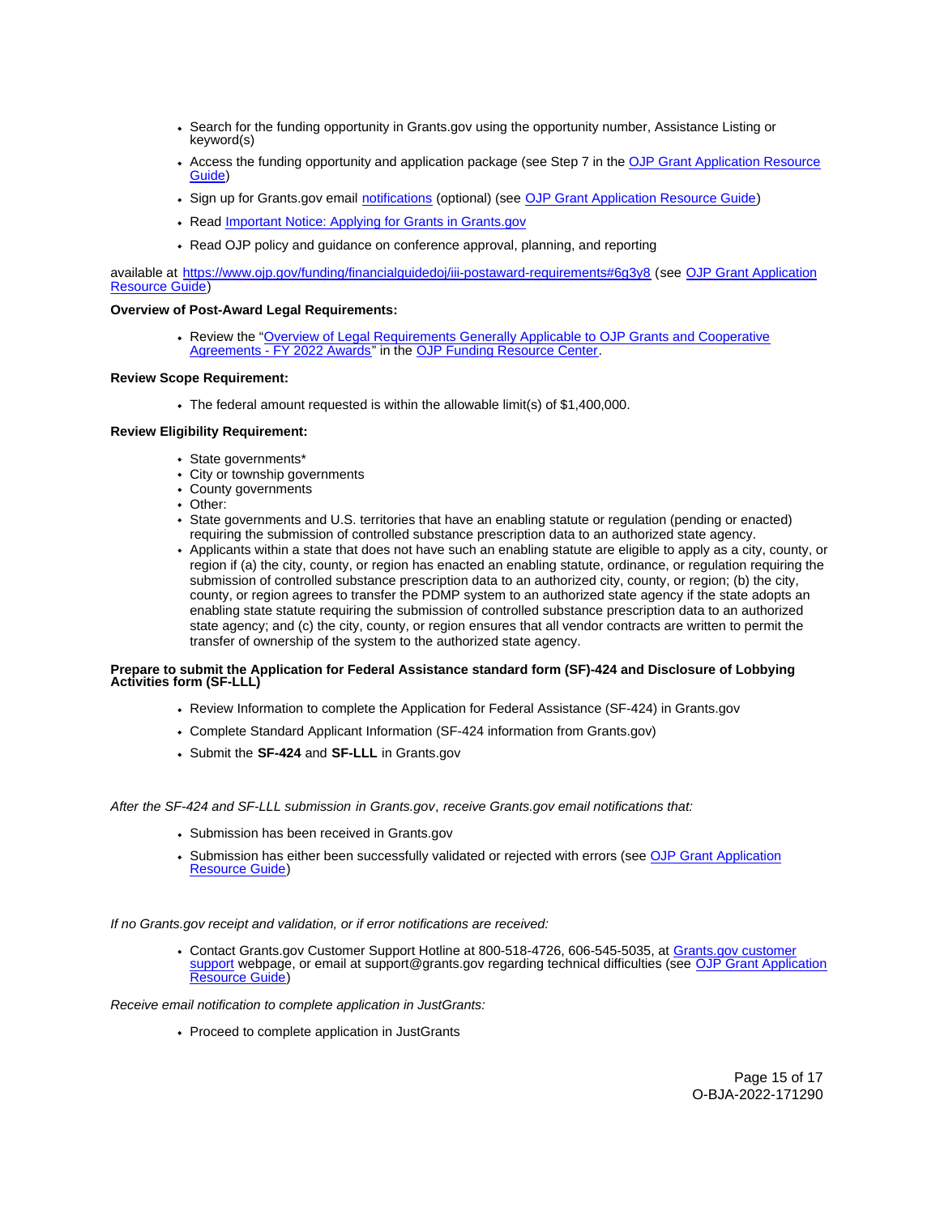- Search for the funding opportunity in Grants.gov using the opportunity number, Assistance Listing or keyword(s)
- Access the funding opportunity and application package (see Step 7 in the [OJP Grant Application Resource Guide](#))
- Sign up for Grants.gov email [notifications](#) (optional) (see [OJP Grant Application Resource Guide](#))
- Read [Important Notice: Applying for Grants in Grants.gov](#)
- Read OJP policy and guidance on conference approval, planning, and reporting

available at [https://www.ojp.gov/funding/financialguidedoj/iii-postaward-requirements#6g3y8](https://www.ojp.gov/funding/financialguidedoj/iii-postaward-requirements#6g3y8) (see [OJP Grant Application Resource Guide](#))

**Overview of Post-Award Legal Requirements:**

- Review the "[Overview of Legal Requirements Generally Applicable to OJP Grants and Cooperative Agreements - FY 2022 Awards](#)" in the [OJP Funding Resource Center](#).

**Review Scope Requirement:**

- The federal amount requested is within the allowable limit(s) of $1,400,000.

**Review Eligibility Requirement:**

- State governments*
- City or township governments
- County governments
- Other:
- State governments and U.S. territories that have an enabling statute or regulation (pending or enacted) requiring the submission of controlled substance prescription data to an authorized state agency.
- Applicants within a state that does not have such an enabling statute are eligible to apply as a city, county, or region if (a) the city, county, or region has enacted an enabling statute, ordinance, or regulation requiring the submission of controlled substance prescription data to an authorized city, county, or region; (b) the city, county, or region agrees to transfer the PDMP system to an authorized state agency if the state adopts an enabling state statute requiring the submission of controlled substance prescription data to an authorized state agency; and (c) the city, county, or region ensures that all vendor contracts are written to permit the transfer of ownership of the system to the authorized state agency.

**Prepare to submit the Application for Federal Assistance standard form (SF)-424 and Disclosure of Lobbying Activities form (SF-LLL)**

- Review Information to complete the Application for Federal Assistance (SF-424) in Grants.gov
- Complete Standard Applicant Information (SF-424 information from Grants.gov)
- Submit the **SF-424** and **SF-LLL** in Grants.gov

*After the SF-424 and SF-LLL submission in Grants.gov, receive Grants.gov email notifications that:*

- Submission has been received in Grants.gov
- Submission has either been successfully validated or rejected with errors (see [OJP Grant Application Resource Guide](#))

*If no Grants.gov receipt and validation, or if error notifications are received:*

- Contact Grants.gov Customer Support Hotline at 800-518-4726, 606-545-5035, at [Grants.gov customer support](#) webpage, or email at support@grants.gov regarding technical difficulties (see [OJP Grant Application Resource Guide](#))

*Receive email notification to complete application in JustGrants:*

- Proceed to complete application in JustGrants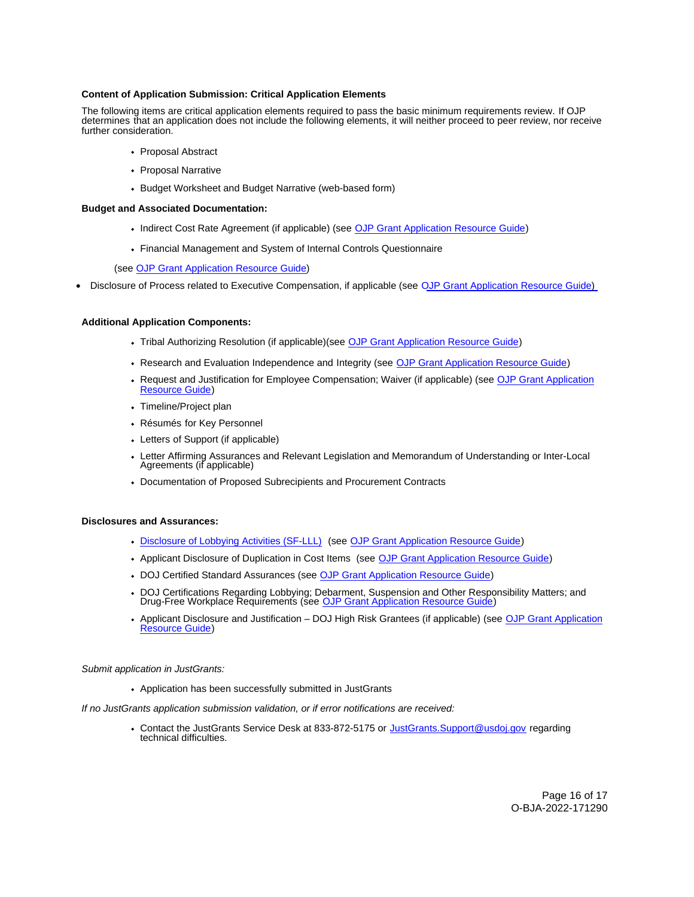**Content of Application Submission: Critical Application Elements**

The following items are critical application elements required to pass the basic minimum requirements review. If OJP determines that an application does not include the following elements, it will neither proceed to peer review, nor receive further consideration.

- Proposal Abstract
- Proposal Narrative
- Budget Worksheet and Budget Narrative (web-based form)

**Budget and Associated Documentation:**

- Indirect Cost Rate Agreement (if applicable) (see OJP Grant Application Resource Guide)
- Financial Management and System of Internal Controls Questionnaire

(see OJP Grant Application Resource Guide)

- Disclosure of Process related to Executive Compensation, if applicable (see OJP Grant Application Resource Guide)

**Additional Application Components:**

- Tribal Authorizing Resolution (if applicable)(see OJP Grant Application Resource Guide)
- Research and Evaluation Independence and Integrity (see OJP Grant Application Resource Guide)
- Request and Justification for Employee Compensation; Waiver (if applicable) (see OJP Grant Application Resource Guide)
- Timeline/Project plan
- Résumés for Key Personnel
- Letters of Support (if applicable)
- Letter Affirming Assurances and Relevant Legislation and Memorandum of Understanding or Inter-Local Agreements (if applicable)
- Documentation of Proposed Subrecipients and Procurement Contracts

**Disclosures and Assurances:**

- Disclosure of Lobbying Activities (SF-LLL) (see OJP Grant Application Resource Guide)
- Applicant Disclosure of Duplication in Cost Items (see OJP Grant Application Resource Guide)
- DOJ Certified Standard Assurances (see OJP Grant Application Resource Guide)
- DOJ Certifications Regarding Lobbying; Debarment, Suspension and Other Responsibility Matters; and Drug-Free Workplace Requirements (see OJP Grant Application Resource Guide)
- Applicant Disclosure and Justification – DOJ High Risk Grantees (if applicable) (see OJP Grant Application Resource Guide)

*Submit application in JustGrants:*

- Application has been successfully submitted in JustGrants

*If no JustGrants application submission validation, or if error notifications are received:*

- Contact the JustGrants Service Desk at 833-872-5175 or JustGrants.Support@usdoj.gov regarding technical difficulties.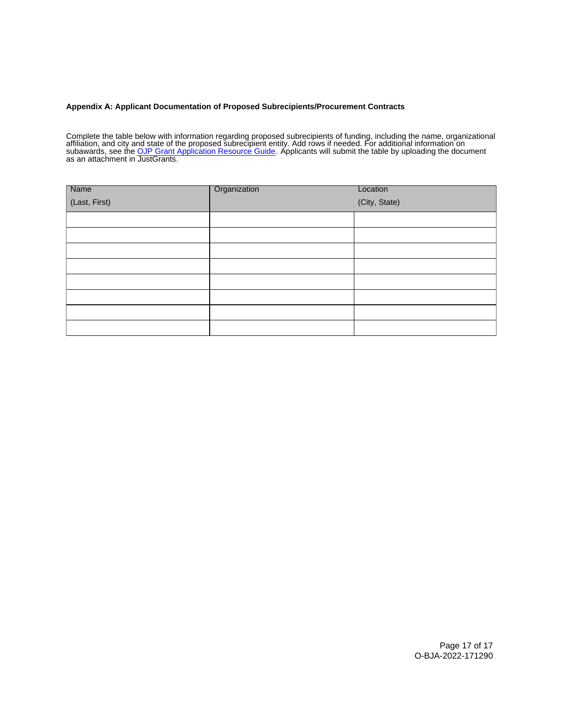**Appendix A: Applicant Documentation of Proposed Subrecipients/Procurement Contracts**

Complete the table below with information regarding proposed subrecipients of funding, including the name, organizational affiliation, and city and state of the proposed subrecipient entity. Add rows if needed. For additional information on subawards, see the OJP Grant Application Resource Guide. Applicants will submit the table by uploading the document as an attachment in JustGrants.

| Name (Last, First) | Organization | Location (City, State) |
| --- | --- | --- |
| | | |
| | | |
| | | |
| | | |
| | | |
| | | |
| | | |
| | | |